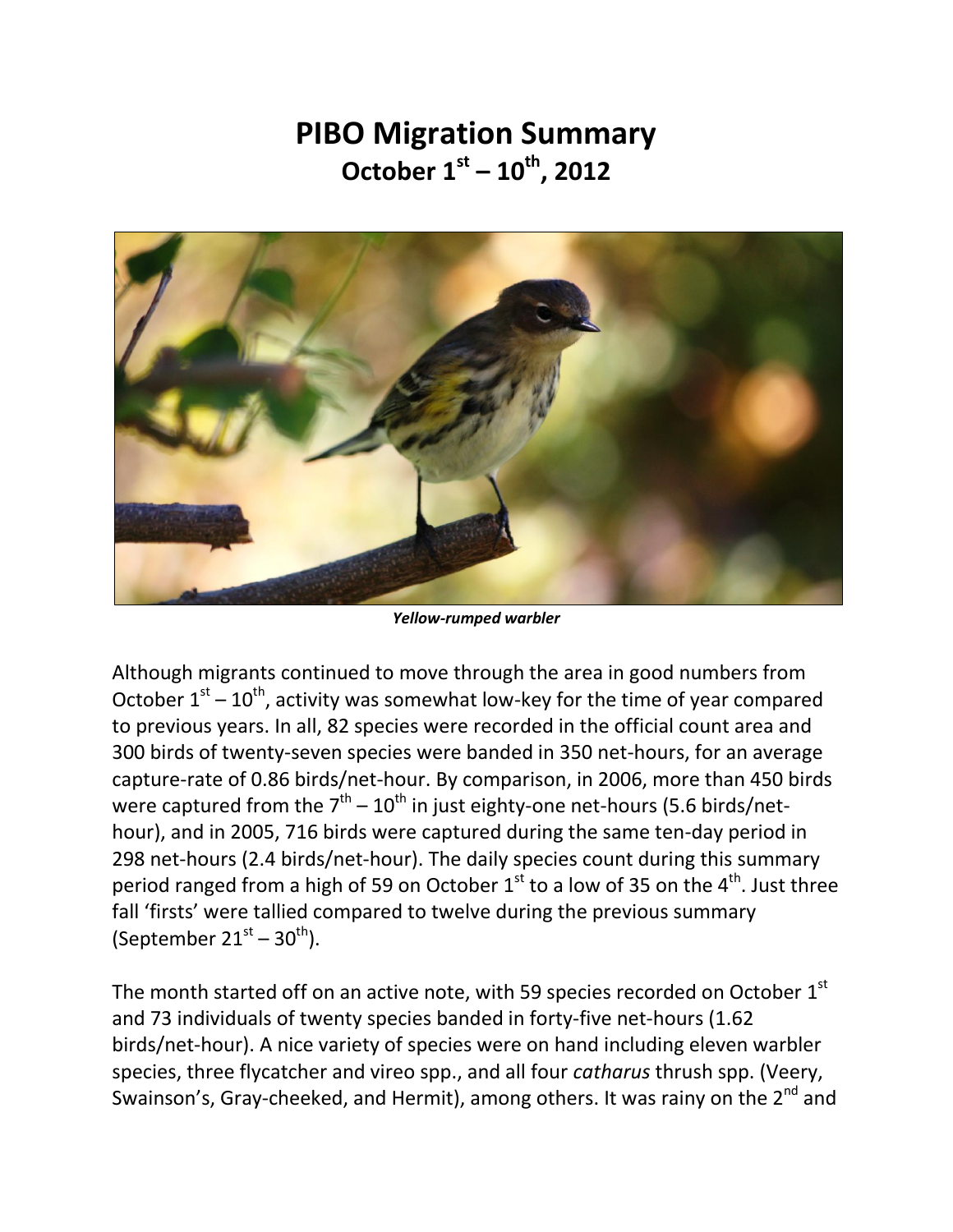# PIBO Migration Summary

## October 1st – 10th, 2012

*Yellow-rumped warbler*

Although migrants continued to move through the area in good numbers from October 1st – 10th, activity was somewhat low-key for the time of year compared to previous years. In all, 82 species were recorded in the official count area and 300 birds of twenty-seven species were banded in 350 net-hours, for an average capture-rate of 0.86 birds/net-hour. By comparison, in 2006, more than 450 birds were captured from the 7th – 10th in just eighty-one net-hours (5.6 birds/net-hour), and in 2005, 716 birds were captured during the same ten-day period in 298 net-hours (2.4 birds/net-hour). The daily species count during this summary period ranged from a high of 59 on October 1st to a low of 35 on the 4th. Just three fall 'firsts' were tallied compared to twelve during the previous summary (September 21st – 30th).

The month started off on an active note, with 59 species recorded on October 1st and 73 individuals of twenty species banded in forty-five net-hours (1.62 birds/net-hour). A nice variety of species were on hand including eleven warbler species, three flycatcher and vireo spp., and all four *catharus* thrush spp. (Veery, Swainson's, Gray-cheeked, and Hermit), among others. It was rainy on the 2nd and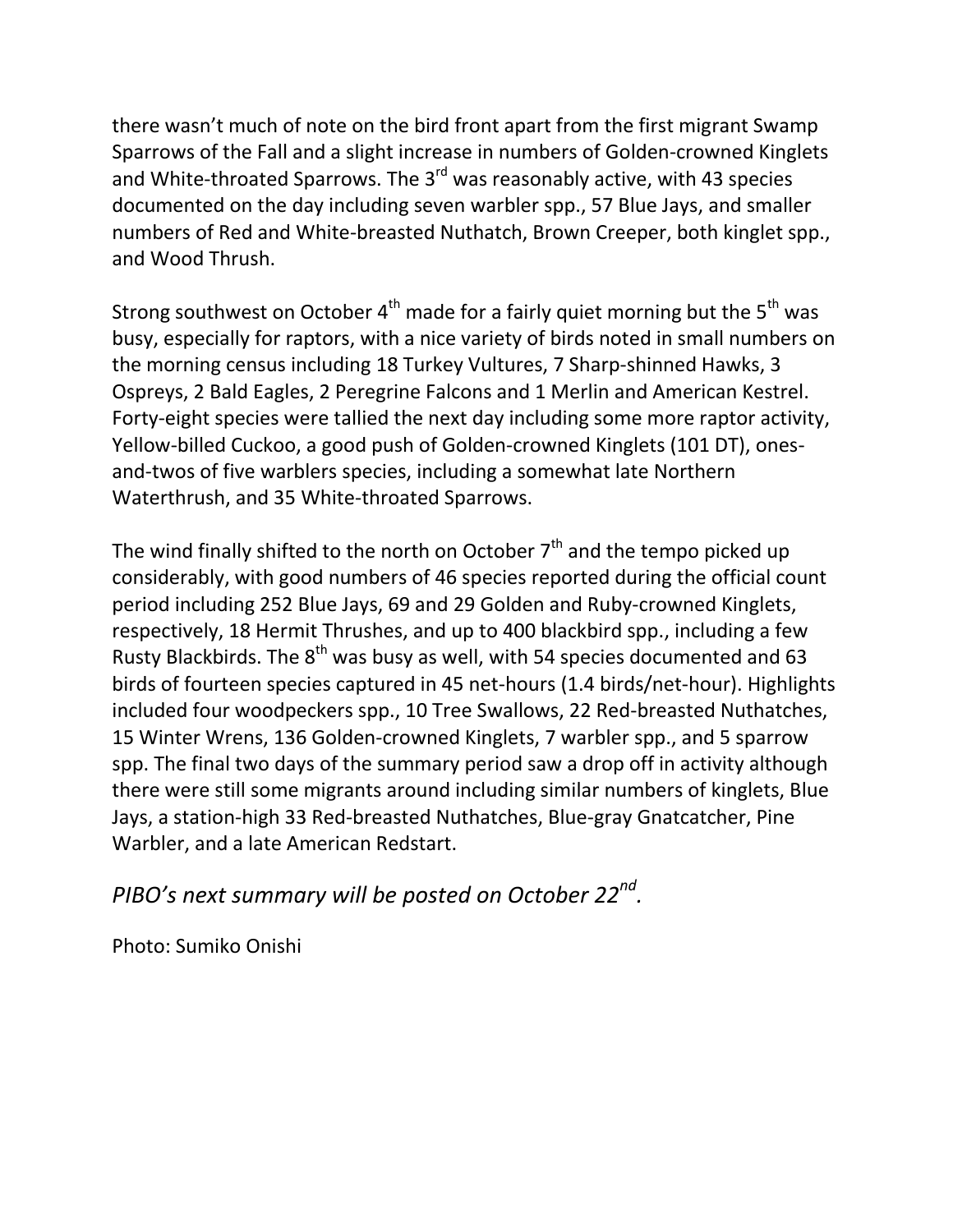there wasn't much of note on the bird front apart from the first migrant Swamp Sparrows of the Fall and a slight increase in numbers of Golden-crowned Kinglets and White-throated Sparrows. The 3rd was reasonably active, with 43 species documented on the day including seven warbler spp., 57 Blue Jays, and smaller numbers of Red and White-breasted Nuthatch, Brown Creeper, both kinglet spp., and Wood Thrush.

Strong southwest on October 4th made for a fairly quiet morning but the 5th was busy, especially for raptors, with a nice variety of birds noted in small numbers on the morning census including 18 Turkey Vultures, 7 Sharp-shinned Hawks, 3 Ospreys, 2 Bald Eagles, 2 Peregrine Falcons and 1 Merlin and American Kestrel. Forty-eight species were tallied the next day including some more raptor activity, Yellow-billed Cuckoo, a good push of Golden-crowned Kinglets (101 DT), ones-and-twos of five warblers species, including a somewhat late Northern Waterthrush, and 35 White-throated Sparrows.

The wind finally shifted to the north on October 7th and the tempo picked up considerably, with good numbers of 46 species reported during the official count period including 252 Blue Jays, 69 and 29 Golden and Ruby-crowned Kinglets, respectively, 18 Hermit Thrushes, and up to 400 blackbird spp., including a few Rusty Blackbirds. The 8th was busy as well, with 54 species documented and 63 birds of fourteen species captured in 45 net-hours (1.4 birds/net-hour). Highlights included four woodpeckers spp., 10 Tree Swallows, 22 Red-breasted Nuthatches, 15 Winter Wrens, 136 Golden-crowned Kinglets, 7 warbler spp., and 5 sparrow spp. The final two days of the summary period saw a drop off in activity although there were still some migrants around including similar numbers of kinglets, Blue Jays, a station-high 33 Red-breasted Nuthatches, Blue-gray Gnatcatcher, Pine Warbler, and a late American Redstart.

*PIBO's next summary will be posted on October 22nd.*

Photo: Sumiko Onishi